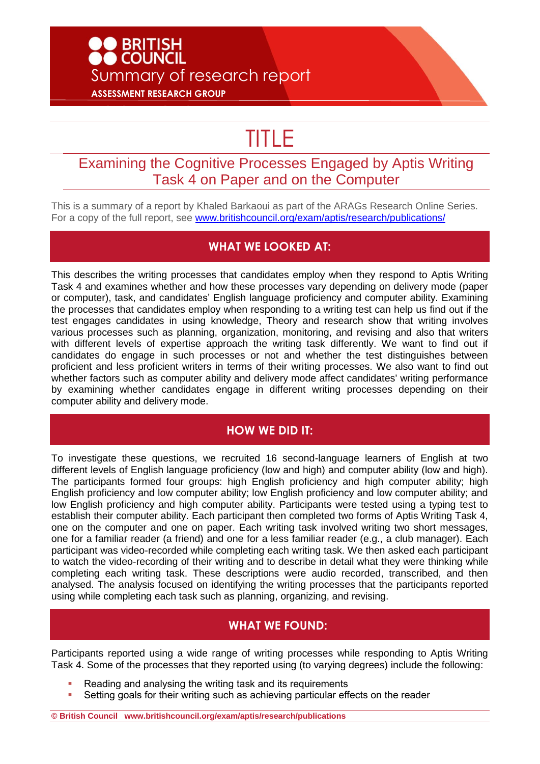**BRITISH COUNCIL**

Summary of research report

**ASSESSMENT RESEARCH GROUP**

# TITLE

## Examining the Cognitive Processes Engaged by Aptis Writing Task 4 on Paper and on the Computer

This is a summary of a report by Khaled Barkaoui as part of the ARAGs Research Online Series. For a copy of the full report, see [www.britishcouncil.org/exam/aptis/research/publications/](www.britishcouncil.org/exam/aptis/research/publications/)

### WHAT WE LOOKED AT:

This describes the writing processes that candidates employ when they respond to Aptis Writing Task 4 and examines whether and how these processes vary depending on delivery mode (paper or computer), task, and candidates' English language proficiency and computer ability. Examining the processes that candidates employ when responding to a writing test can help us find out if the test engages candidates in using knowledge, Theory and research show that writing involves various processes such as planning, organization, monitoring, and revising and also that writers with different levels of expertise approach the writing task differently. We want to find out if candidates do engage in such processes or not and whether the test distinguishes between proficient and less proficient writers in terms of their writing processes. We also want to find out whether factors such as computer ability and delivery mode affect candidates' writing performance by examining whether candidates engage in different writing processes depending on their computer ability and delivery mode.

### HOW WE DID IT:

To investigate these questions, we recruited 16 second-language learners of English at two different levels of English language proficiency (low and high) and computer ability (low and high). The participants formed four groups: high English proficiency and high computer ability; high English proficiency and low computer ability; low English proficiency and low computer ability; and low English proficiency and high computer ability. Participants were tested using a typing test to establish their computer ability. Each participant then completed two forms of Aptis Writing Task 4, one on the computer and one on paper. Each writing task involved writing two short messages, one for a familiar reader (a friend) and one for a less familiar reader (e.g., a club manager). Each participant was video-recorded while completing each writing task. We then asked each participant to watch the video-recording of their writing and to describe in detail what they were thinking while completing each writing task. These descriptions were audio recorded, transcribed, and then analysed. The analysis focused on identifying the writing processes that the participants reported using while completing each task such as planning, organizing, and revising.

### WHAT WE FOUND:

Participants reported using a wide range of writing processes while responding to Aptis Writing Task 4. Some of the processes that they reported using (to varying degrees) include the following:

- Reading and analysing the writing task and its requirements
- Setting goals for their writing such as achieving particular effects on the reader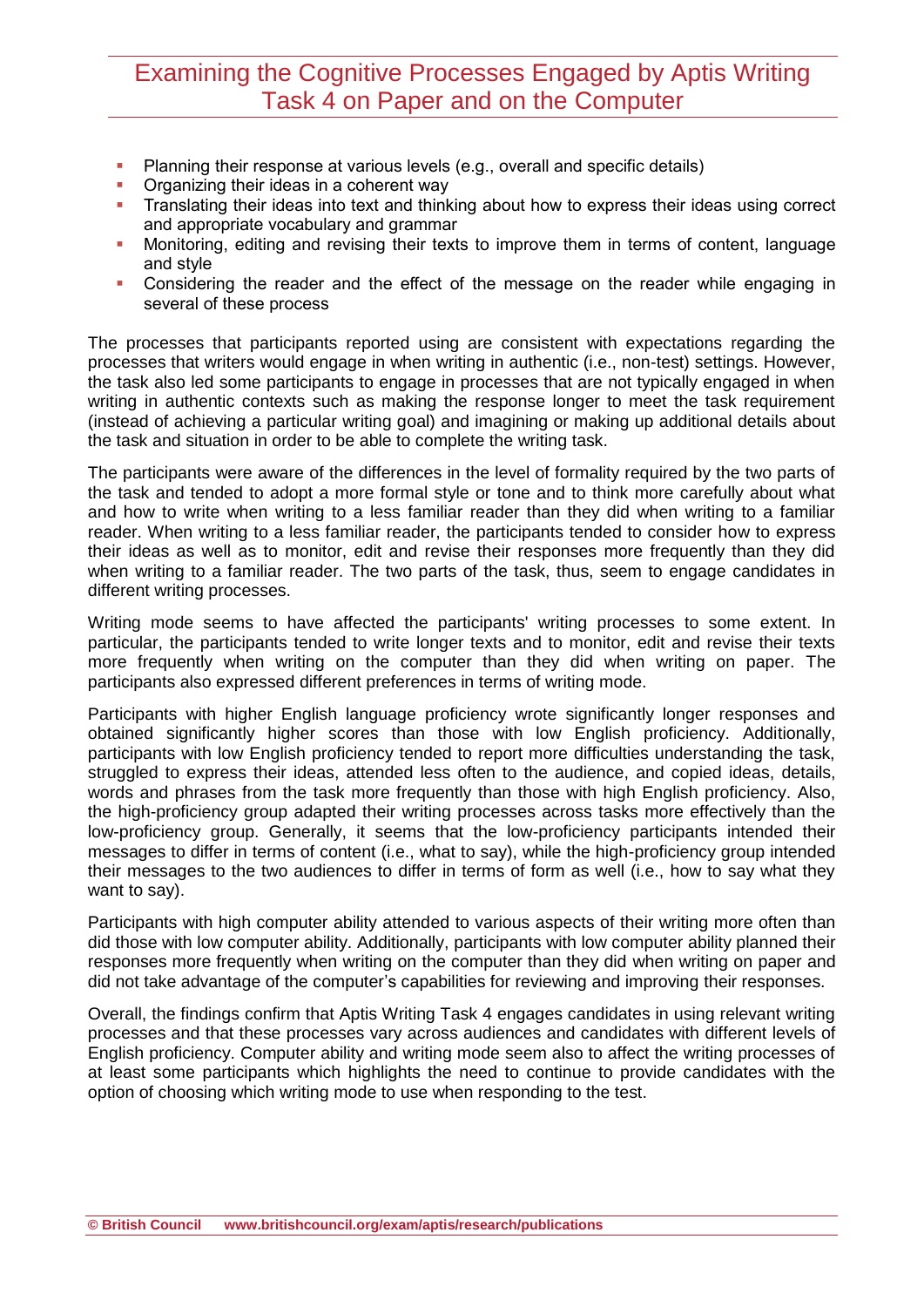- Planning their response at various levels (e.g., overall and specific details)
- Organizing their ideas in a coherent way
- Translating their ideas into text and thinking about how to express their ideas using correct and appropriate vocabulary and grammar
- Monitoring, editing and revising their texts to improve them in terms of content, language and style
- Considering the reader and the effect of the message on the reader while engaging in several of these process

The processes that participants reported using are consistent with expectations regarding the processes that writers would engage in when writing in authentic (i.e., non-test) settings. However, the task also led some participants to engage in processes that are not typically engaged in when writing in authentic contexts such as making the response longer to meet the task requirement (instead of achieving a particular writing goal) and imagining or making up additional details about the task and situation in order to be able to complete the writing task.

The participants were aware of the differences in the level of formality required by the two parts of the task and tended to adopt a more formal style or tone and to think more carefully about what and how to write when writing to a less familiar reader than they did when writing to a familiar reader. When writing to a less familiar reader, the participants tended to consider how to express their ideas as well as to monitor, edit and revise their responses more frequently than they did when writing to a familiar reader. The two parts of the task, thus, seem to engage candidates in different writing processes.

Writing mode seems to have affected the participants' writing processes to some extent. In particular, the participants tended to write longer texts and to monitor, edit and revise their texts more frequently when writing on the computer than they did when writing on paper. The participants also expressed different preferences in terms of writing mode.

Participants with higher English language proficiency wrote significantly longer responses and obtained significantly higher scores than those with low English proficiency. Additionally, participants with low English proficiency tended to report more difficulties understanding the task, struggled to express their ideas, attended less often to the audience, and copied ideas, details, words and phrases from the task more frequently than those with high English proficiency. Also, the high-proficiency group adapted their writing processes across tasks more effectively than the low-proficiency group. Generally, it seems that the low-proficiency participants intended their messages to differ in terms of content (i.e., what to say), while the high-proficiency group intended their messages to the two audiences to differ in terms of form as well (i.e., how to say what they want to say).

Participants with high computer ability attended to various aspects of their writing more often than did those with low computer ability. Additionally, participants with low computer ability planned their responses more frequently when writing on the computer than they did when writing on paper and did not take advantage of the computer's capabilities for reviewing and improving their responses.

Overall, the findings confirm that Aptis Writing Task 4 engages candidates in using relevant writing processes and that these processes vary across audiences and candidates with different levels of English proficiency. Computer ability and writing mode seem also to affect the writing processes of at least some participants which highlights the need to continue to provide candidates with the option of choosing which writing mode to use when responding to the test.